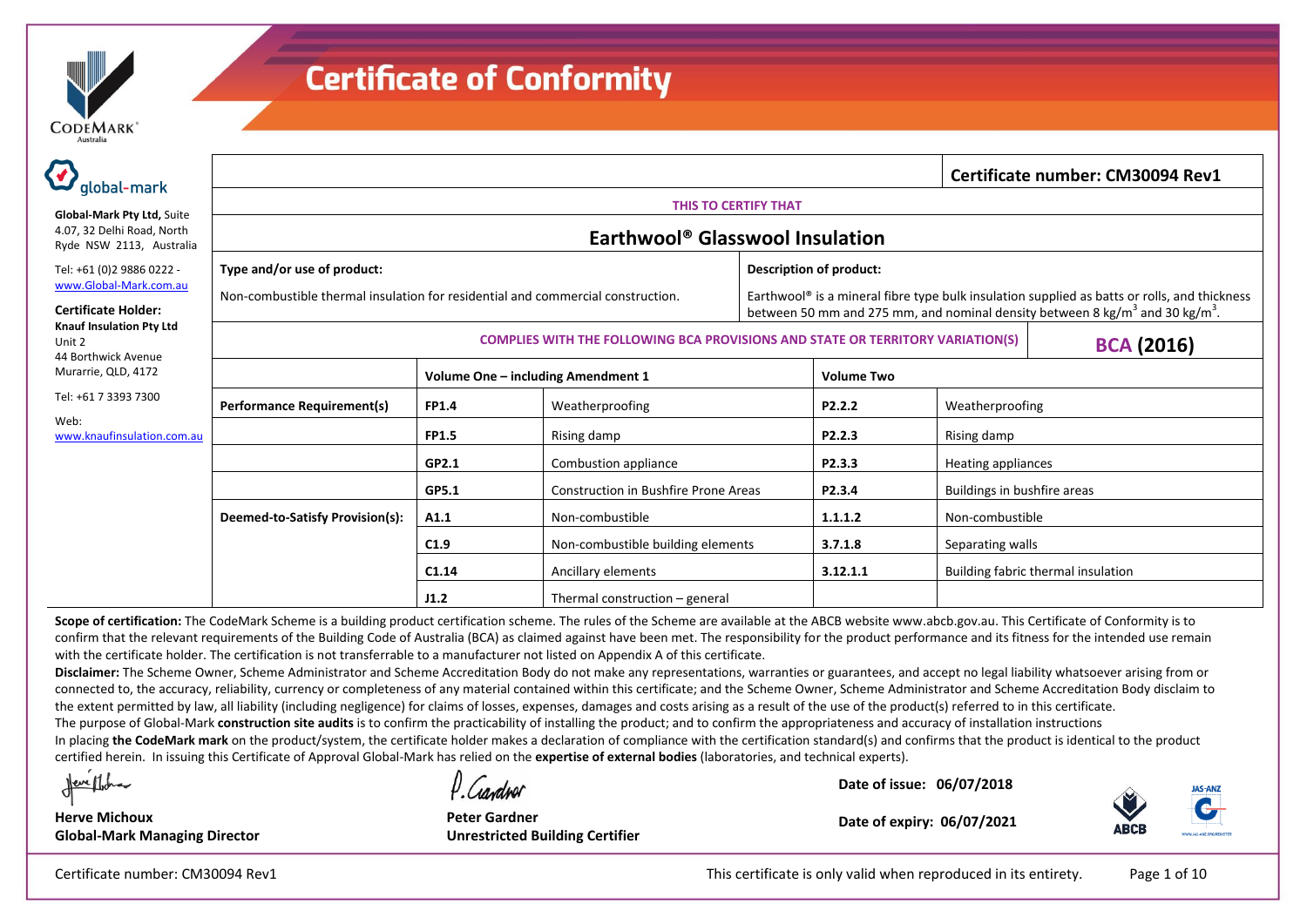# Certificate of Conformity

**Global-Mark Pty Ltd,** Suite 4.07, 32 Delhi Road, North Ryde NSW 2113, Australia

Tel: +61 (0)2 9886 0222 - www.Global-Mark.com.au

**Certificate Holder:**
**Knauf Insulation Pty Ltd**
Unit 2
44 Borthwick Avenue
Murarrie, QLD, 4172

Tel: +61 7 3393 7300

Web: www.knaufinsulation.com.au

**Certificate number: CM30094 Rev1**

**THIS TO CERTIFY THAT**

## Earthwool® Glasswool Insulation

**Type and/or use of product:**

Non-combustible thermal insulation for residential and commercial construction.

**Description of product:**

Earthwool® is a mineral fibre type bulk insulation supplied as batts or rolls, and thickness between 50 mm and 275 mm, and nominal density between 8 kg/m$^3$ and 30 kg/m$^3$.

**COMPLIES WITH THE FOLLOWING BCA PROVISIONS AND STATE OR TERRITORY VARIATION(S)** — **BCA (2016)**

| | Volume One – including Amendment 1 | | Volume Two | |
|---|---|---|---|---|
| **Performance Requirement(s)** | **FP1.4** | Weatherproofing | **P2.2.2** | Weatherproofing |
| | **FP1.5** | Rising damp | **P2.2.3** | Rising damp |
| | **GP2.1** | Combustion appliance | **P2.3.3** | Heating appliances |
| | **GP5.1** | Construction in Bushfire Prone Areas | **P2.3.4** | Buildings in bushfire areas |
| **Deemed-to-Satisfy Provision(s):** | **A1.1** | Non-combustible | **1.1.1.2** | Non-combustible |
| | **C1.9** | Non-combustible building elements | **3.7.1.8** | Separating walls |
| | **C1.14** | Ancillary elements | **3.12.1.1** | Building fabric thermal insulation |
| | **J1.2** | Thermal construction – general | | |

**Scope of certification:** The CodeMark Scheme is a building product certification scheme. The rules of the Scheme are available at the ABCB website www.abcb.gov.au. This Certificate of Conformity is to confirm that the relevant requirements of the Building Code of Australia (BCA) as claimed against have been met. The responsibility for the product performance and its fitness for the intended use remain with the certificate holder. The certification is not transferrable to a manufacturer not listed on Appendix A of this certificate.

**Disclaimer:** The Scheme Owner, Scheme Administrator and Scheme Accreditation Body do not make any representations, warranties or guarantees, and accept no legal liability whatsoever arising from or connected to, the accuracy, reliability, currency or completeness of any material contained within this certificate; and the Scheme Owner, Scheme Administrator and Scheme Accreditation Body disclaim to the extent permitted by law, all liability (including negligence) for claims of losses, expenses, damages and costs arising as a result of the use of the product(s) referred to in this certificate.

The purpose of Global-Mark **construction site audits** is to confirm the practicability of installing the product; and to confirm the appropriateness and accuracy of installation instructions

In placing **the CodeMark mark** on the product/system, the certificate holder makes a declaration of compliance with the certification standard(s) and confirms that the product is identical to the product certified herein. In issuing this Certificate of Approval Global-Mark has relied on the **expertise of external bodies** (laboratories, and technical experts).

**Herve Michoux**
**Global-Mark Managing Director**

**Peter Gardner**
**Unrestricted Building Certifier**

**Date of issue: 06/07/2018**

**Date of expiry: 06/07/2021**

This certificate is only valid when reproduced in its entirety.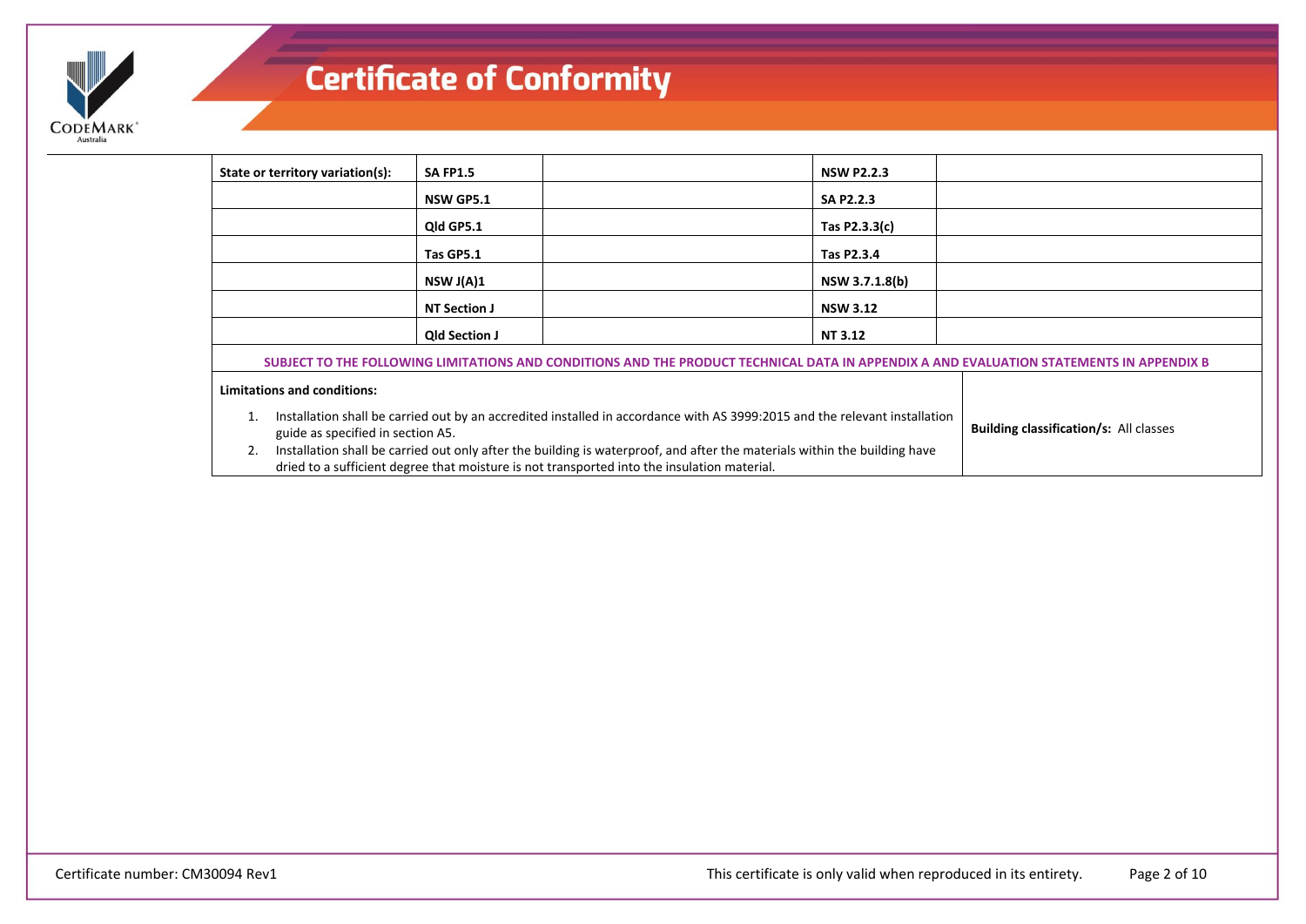# Certificate of Conformity

| State or territory variation(s): | SA FP1.5 | | NSW P2.2.3 | |
|---|---|---|---|---|
| | NSW GP5.1 | | SA P2.2.3 | |
| | Qld GP5.1 | | Tas P2.3.3(c) | |
| | Tas GP5.1 | | Tas P2.3.4 | |
| | NSW J(A)1 | | NSW 3.7.1.8(b) | |
| | NT Section J | | NSW 3.12 | |
| | Qld Section J | | NT 3.12 | |

**SUBJECT TO THE FOLLOWING LIMITATIONS AND CONDITIONS AND THE PRODUCT TECHNICAL DATA IN APPENDIX A AND EVALUATION STATEMENTS IN APPENDIX B**

**Limitations and conditions:**

1. Installation shall be carried out by an accredited installed in accordance with AS 3999:2015 and the relevant installation guide as specified in section A5.
2. Installation shall be carried out only after the building is waterproof, and after the materials within the building have dried to a sufficient degree that moisture is not transported into the insulation material.

**Building classification/s:** All classes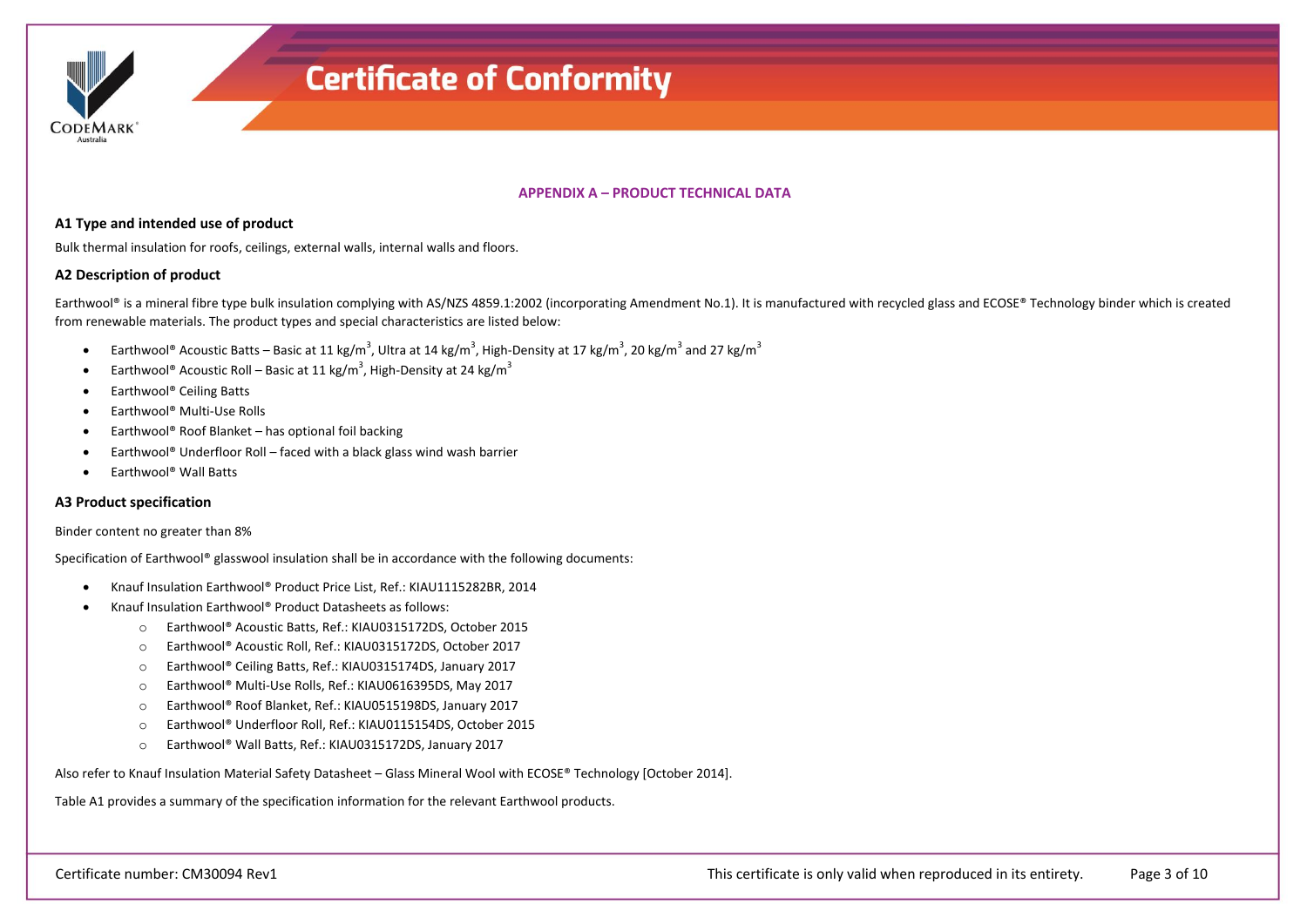## APPENDIX A – PRODUCT TECHNICAL DATA

### A1 Type and intended use of product

Bulk thermal insulation for roofs, ceilings, external walls, internal walls and floors.

### A2 Description of product

Earthwool® is a mineral fibre type bulk insulation complying with AS/NZS 4859.1:2002 (incorporating Amendment No.1). It is manufactured with recycled glass and ECOSE® Technology binder which is created from renewable materials. The product types and special characteristics are listed below:

- Earthwool® Acoustic Batts – Basic at 11 kg/m$^3$, Ultra at 14 kg/m$^3$, High-Density at 17 kg/m$^3$, 20 kg/m$^3$ and 27 kg/m$^3$
- Earthwool® Acoustic Roll – Basic at 11 kg/m$^3$, High-Density at 24 kg/m$^3$
- Earthwool® Ceiling Batts
- Earthwool® Multi-Use Rolls
- Earthwool® Roof Blanket – has optional foil backing
- Earthwool® Underfloor Roll – faced with a black glass wind wash barrier
- Earthwool® Wall Batts

### A3 Product specification

Binder content no greater than 8%

Specification of Earthwool® glasswool insulation shall be in accordance with the following documents:

- Knauf Insulation Earthwool® Product Price List, Ref.: KIAU1115282BR, 2014
- Knauf Insulation Earthwool® Product Datasheets as follows:
  - Earthwool® Acoustic Batts, Ref.: KIAU0315172DS, October 2015
  - Earthwool® Acoustic Roll, Ref.: KIAU0315172DS, October 2017
  - Earthwool® Ceiling Batts, Ref.: KIAU0315174DS, January 2017
  - Earthwool® Multi-Use Rolls, Ref.: KIAU0616395DS, May 2017
  - Earthwool® Roof Blanket, Ref.: KIAU0515198DS, January 2017
  - Earthwool® Underfloor Roll, Ref.: KIAU0115154DS, October 2015
  - Earthwool® Wall Batts, Ref.: KIAU0315172DS, January 2017

Also refer to Knauf Insulation Material Safety Datasheet – Glass Mineral Wool with ECOSE® Technology [October 2014].

Table A1 provides a summary of the specification information for the relevant Earthwool products.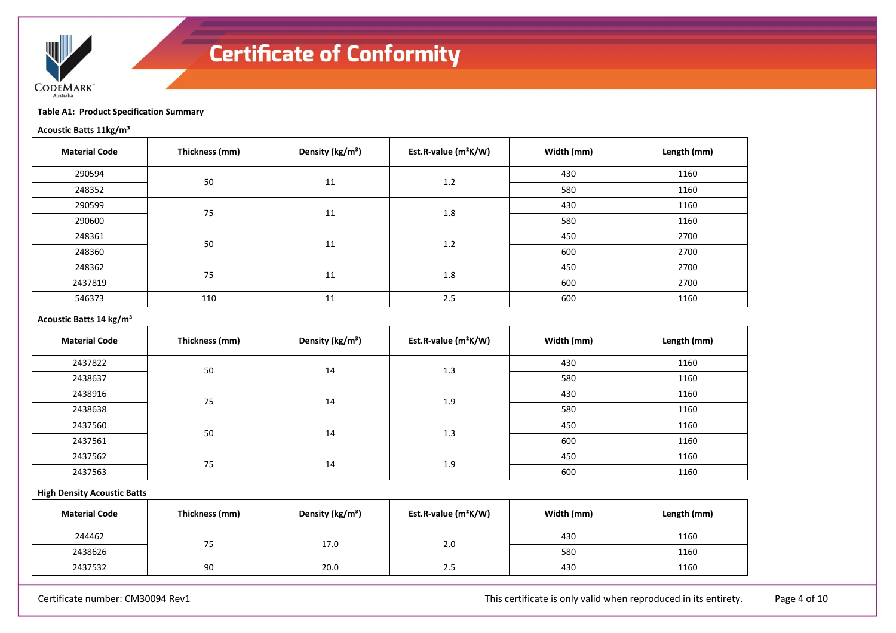**Table A1: Product Specification Summary**

**Acoustic Batts 11kg/m³**

| Material Code | Thickness (mm) | Density (kg/m³) | Est.R-value (m²K/W) | Width (mm) | Length (mm) |
|---|---|---|---|---|---|
| 290594 | 50 | 11 | 1.2 | 430 | 1160 |
| 248352 | | | | 580 | 1160 |
| 290599 | 75 | 11 | 1.8 | 430 | 1160 |
| 290600 | | | | 580 | 1160 |
| 248361 | 50 | 11 | 1.2 | 450 | 2700 |
| 248360 | | | | 600 | 2700 |
| 248362 | 75 | 11 | 1.8 | 450 | 2700 |
| 2437819 | | | | 600 | 2700 |
| 546373 | 110 | 11 | 2.5 | 600 | 1160 |

**Acoustic Batts 14 kg/m³**

| Material Code | Thickness (mm) | Density (kg/m³) | Est.R-value (m²K/W) | Width (mm) | Length (mm) |
|---|---|---|---|---|---|
| 2437822 | 50 | 14 | 1.3 | 430 | 1160 |
| 2438637 | | | | 580 | 1160 |
| 2438916 | 75 | 14 | 1.9 | 430 | 1160 |
| 2438638 | | | | 580 | 1160 |
| 2437560 | 50 | 14 | 1.3 | 450 | 1160 |
| 2437561 | | | | 600 | 1160 |
| 2437562 | 75 | 14 | 1.9 | 450 | 1160 |
| 2437563 | | | | 600 | 1160 |

**High Density Acoustic Batts**

| Material Code | Thickness (mm) | Density (kg/m³) | Est.R-value (m²K/W) | Width (mm) | Length (mm) |
|---|---|---|---|---|---|
| 244462 | 75 | 17.0 | 2.0 | 430 | 1160 |
| 2438626 | | | | 580 | 1160 |
| 2437532 | 90 | 20.0 | 2.5 | 430 | 1160 |

Certificate number: CM30094 Rev1

This certificate is only valid when reproduced in its entirety.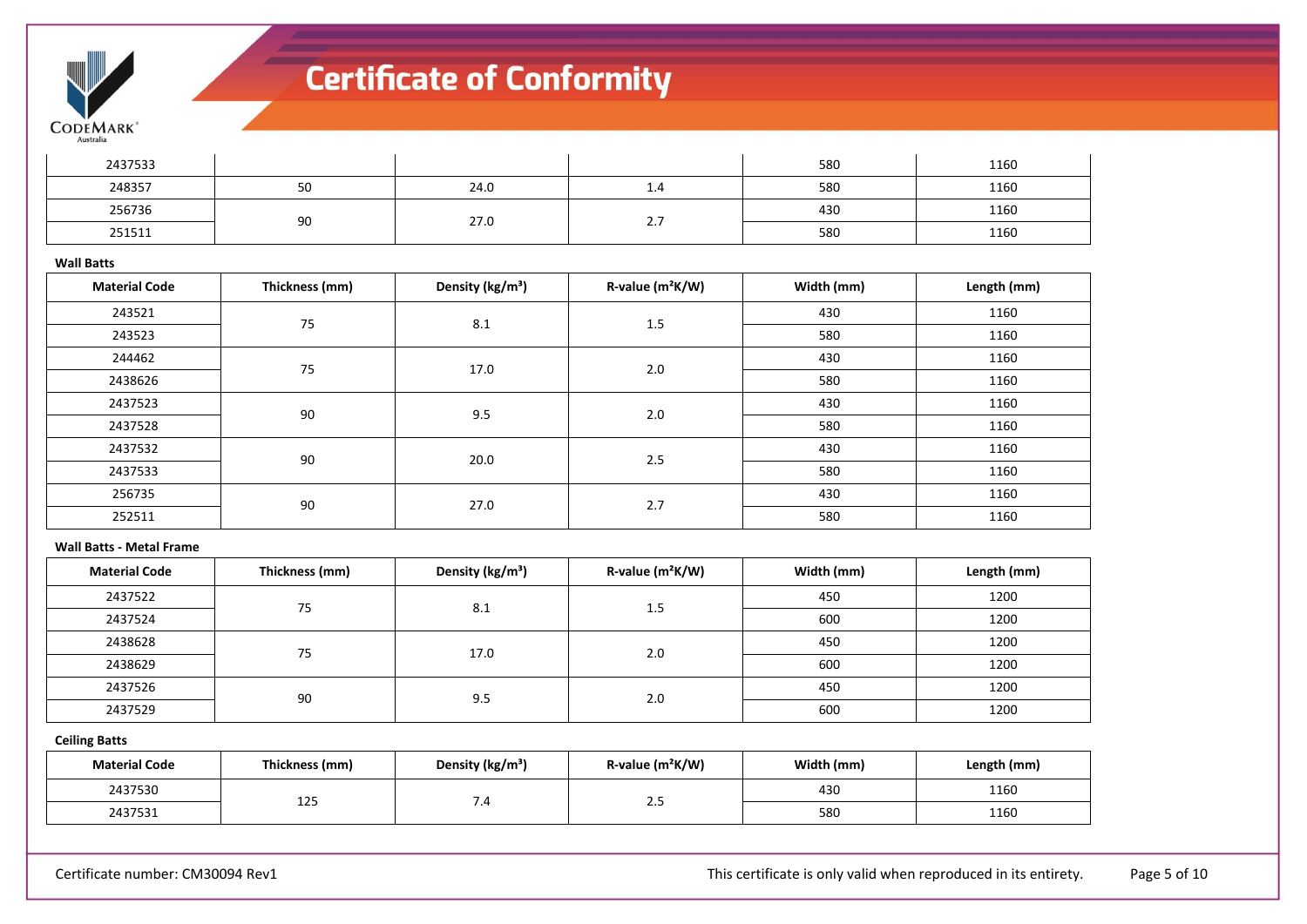| | | | | | |
|---|---|---|---|---|---|
| 2437533 | | | | 580 | 1160 |
| 248357 | 50 | 24.0 | 1.4 | 580 | 1160 |
| 256736 | 90 | 27.0 | 2.7 | 430 | 1160 |
| 251511 | | | | 580 | 1160 |

**Wall Batts**

| Material Code | Thickness (mm) | Density (kg/m³) | R-value (m²K/W) | Width (mm) | Length (mm) |
|---|---|---|---|---|---|
| 243521 | 75 | 8.1 | 1.5 | 430 | 1160 |
| 243523 | | | | 580 | 1160 |
| 244462 | 75 | 17.0 | 2.0 | 430 | 1160 |
| 2438626 | | | | 580 | 1160 |
| 2437523 | 90 | 9.5 | 2.0 | 430 | 1160 |
| 2437528 | | | | 580 | 1160 |
| 2437532 | 90 | 20.0 | 2.5 | 430 | 1160 |
| 2437533 | | | | 580 | 1160 |
| 256735 | 90 | 27.0 | 2.7 | 430 | 1160 |
| 252511 | | | | 580 | 1160 |

**Wall Batts - Metal Frame**

| Material Code | Thickness (mm) | Density (kg/m³) | R-value (m²K/W) | Width (mm) | Length (mm) |
|---|---|---|---|---|---|
| 2437522 | 75 | 8.1 | 1.5 | 450 | 1200 |
| 2437524 | | | | 600 | 1200 |
| 2438628 | 75 | 17.0 | 2.0 | 450 | 1200 |
| 2438629 | | | | 600 | 1200 |
| 2437526 | 90 | 9.5 | 2.0 | 450 | 1200 |
| 2437529 | | | | 600 | 1200 |

**Ceiling Batts**

| Material Code | Thickness (mm) | Density (kg/m³) | R-value (m²K/W) | Width (mm) | Length (mm) |
|---|---|---|---|---|---|
| 2437530 | 125 | 7.4 | 2.5 | 430 | 1160 |
| 2437531 | | | | 580 | 1160 |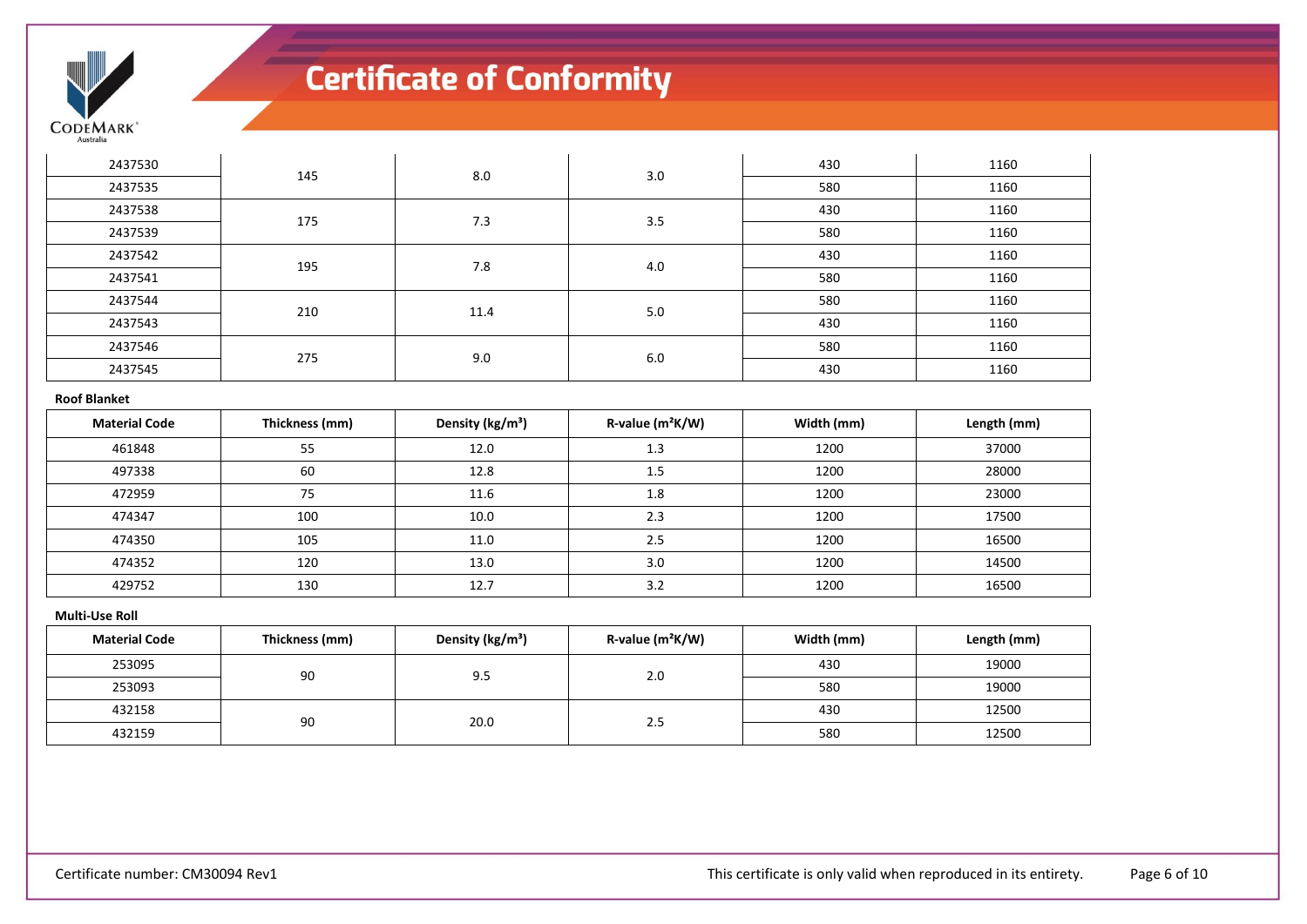| | | | | | |
|---|---|---|---|---|---|
| 2437530 | 145 | 8.0 | 3.0 | 430 | 1160 |
| 2437535 | | | | 580 | 1160 |
| 2437538 | 175 | 7.3 | 3.5 | 430 | 1160 |
| 2437539 | | | | 580 | 1160 |
| 2437542 | 195 | 7.8 | 4.0 | 430 | 1160 |
| 2437541 | | | | 580 | 1160 |
| 2437544 | 210 | 11.4 | 5.0 | 580 | 1160 |
| 2437543 | | | | 430 | 1160 |
| 2437546 | 275 | 9.0 | 6.0 | 580 | 1160 |
| 2437545 | | | | 430 | 1160 |

**Roof Blanket**

| Material Code | Thickness (mm) | Density (kg/m³) | R-value (m²K/W) | Width (mm) | Length (mm) |
|---|---|---|---|---|---|
| 461848 | 55 | 12.0 | 1.3 | 1200 | 37000 |
| 497338 | 60 | 12.8 | 1.5 | 1200 | 28000 |
| 472959 | 75 | 11.6 | 1.8 | 1200 | 23000 |
| 474347 | 100 | 10.0 | 2.3 | 1200 | 17500 |
| 474350 | 105 | 11.0 | 2.5 | 1200 | 16500 |
| 474352 | 120 | 13.0 | 3.0 | 1200 | 14500 |
| 429752 | 130 | 12.7 | 3.2 | 1200 | 16500 |

**Multi-Use Roll**

| Material Code | Thickness (mm) | Density (kg/m³) | R-value (m²K/W) | Width (mm) | Length (mm) |
|---|---|---|---|---|---|
| 253095 | 90 | 9.5 | 2.0 | 430 | 19000 |
| 253093 | | | | 580 | 19000 |
| 432158 | 90 | 20.0 | 2.5 | 430 | 12500 |
| 432159 | | | | 580 | 12500 |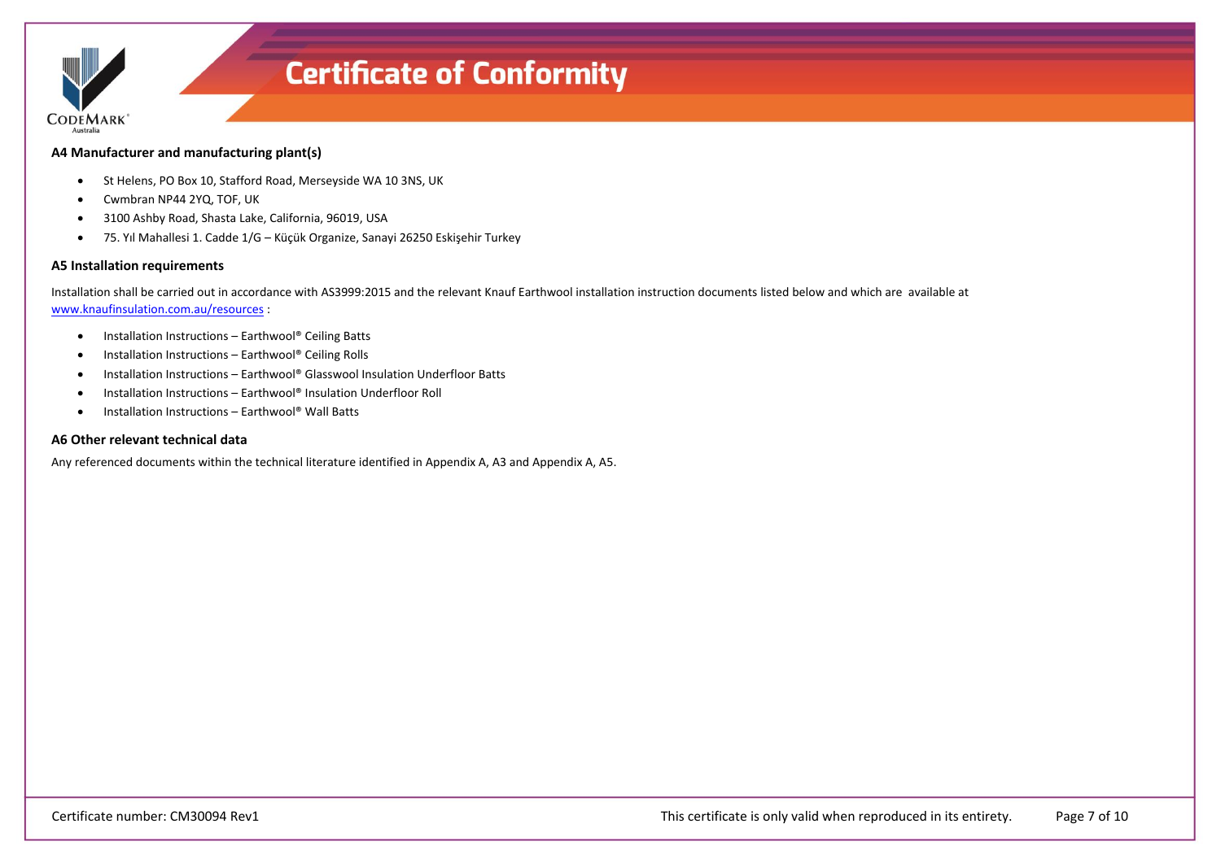### A4 Manufacturer and manufacturing plant(s)

- St Helens, PO Box 10, Stafford Road, Merseyside WA 10 3NS, UK
- Cwmbran NP44 2YQ, TOF, UK
- 3100 Ashby Road, Shasta Lake, California, 96019, USA
- 75. Yıl Mahallesi 1. Cadde 1/G – Küçük Organize, Sanayi 26250 Eskişehir Turkey

### A5 Installation requirements

Installation shall be carried out in accordance with AS3999:2015 and the relevant Knauf Earthwool installation instruction documents listed below and which are available at www.knaufinsulation.com.au/resources :

- Installation Instructions – Earthwool® Ceiling Batts
- Installation Instructions – Earthwool® Ceiling Rolls
- Installation Instructions – Earthwool® Glasswool Insulation Underfloor Batts
- Installation Instructions – Earthwool® Insulation Underfloor Roll
- Installation Instructions – Earthwool® Wall Batts

### A6 Other relevant technical data

Any referenced documents within the technical literature identified in Appendix A, A3 and Appendix A, A5.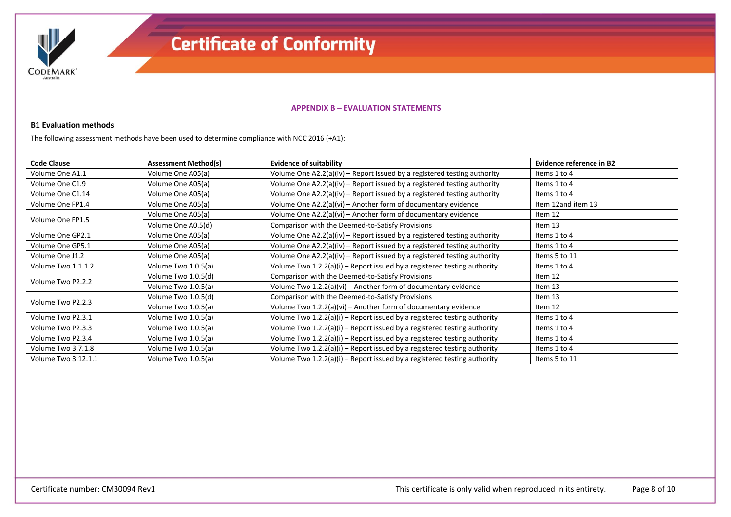## APPENDIX B – EVALUATION STATEMENTS

### B1 Evaluation methods

The following assessment methods have been used to determine compliance with NCC 2016 (+A1):

| Code Clause | Assessment Method(s) | Evidence of suitability | Evidence reference in B2 |
|---|---|---|---|
| Volume One A1.1 | Volume One A05(a) | Volume One A2.2(a)(iv) – Report issued by a registered testing authority | Items 1 to 4 |
| Volume One C1.9 | Volume One A05(a) | Volume One A2.2(a)(iv) – Report issued by a registered testing authority | Items 1 to 4 |
| Volume One C1.14 | Volume One A05(a) | Volume One A2.2(a)(iv) – Report issued by a registered testing authority | Items 1 to 4 |
| Volume One FP1.4 | Volume One A05(a) | Volume One A2.2(a)(vi) – Another form of documentary evidence | Item 12and item 13 |
| Volume One FP1.5 | Volume One A05(a) | Volume One A2.2(a)(vi) – Another form of documentary evidence | Item 12 |
| | Volume One A0.5(d) | Comparison with the Deemed-to-Satisfy Provisions | Item 13 |
| Volume One GP2.1 | Volume One A05(a) | Volume One A2.2(a)(iv) – Report issued by a registered testing authority | Items 1 to 4 |
| Volume One GP5.1 | Volume One A05(a) | Volume One A2.2(a)(iv) – Report issued by a registered testing authority | Items 1 to 4 |
| Volume One J1.2 | Volume One A05(a) | Volume One A2.2(a)(iv) – Report issued by a registered testing authority | Items 5 to 11 |
| Volume Two 1.1.1.2 | Volume Two 1.0.5(a) | Volume Two 1.2.2(a)(i) – Report issued by a registered testing authority | Items 1 to 4 |
| Volume Two P2.2.2 | Volume Two 1.0.5(d) | Comparison with the Deemed-to-Satisfy Provisions | Item 12 |
| | Volume Two 1.0.5(a) | Volume Two 1.2.2(a)(vi) – Another form of documentary evidence | Item 13 |
| Volume Two P2.2.3 | Volume Two 1.0.5(d) | Comparison with the Deemed-to-Satisfy Provisions | Item 13 |
| | Volume Two 1.0.5(a) | Volume Two 1.2.2(a)(vi) – Another form of documentary evidence | Item 12 |
| Volume Two P2.3.1 | Volume Two 1.0.5(a) | Volume Two 1.2.2(a)(i) – Report issued by a registered testing authority | Items 1 to 4 |
| Volume Two P2.3.3 | Volume Two 1.0.5(a) | Volume Two 1.2.2(a)(i) – Report issued by a registered testing authority | Items 1 to 4 |
| Volume Two P2.3.4 | Volume Two 1.0.5(a) | Volume Two 1.2.2(a)(i) – Report issued by a registered testing authority | Items 1 to 4 |
| Volume Two 3.7.1.8 | Volume Two 1.0.5(a) | Volume Two 1.2.2(a)(i) – Report issued by a registered testing authority | Items 1 to 4 |
| Volume Two 3.12.1.1 | Volume Two 1.0.5(a) | Volume Two 1.2.2(a)(i) – Report issued by a registered testing authority | Items 5 to 11 |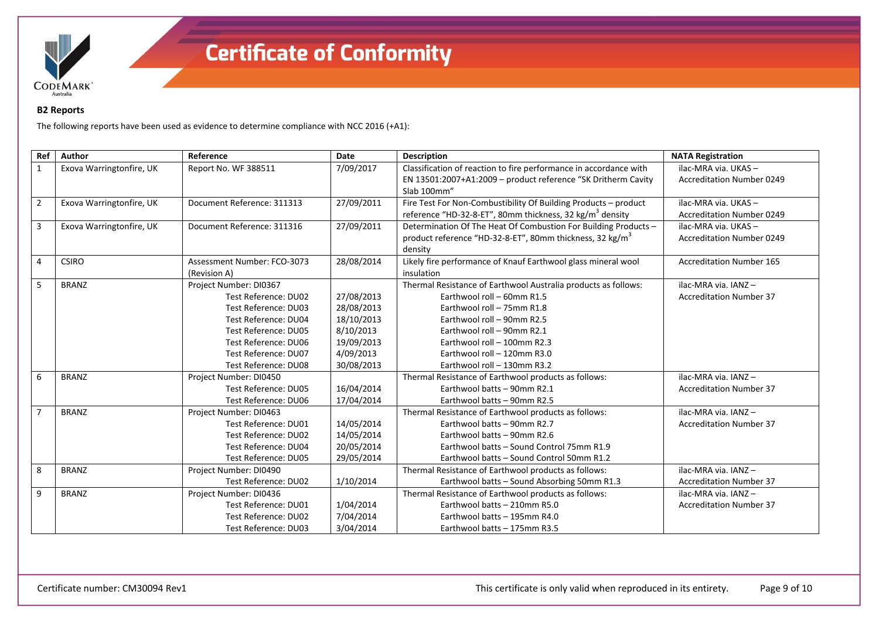### B2 Reports

The following reports have been used as evidence to determine compliance with NCC 2016 (+A1):

| Ref | Author | Reference | Date | Description | NATA Registration |
|---|---|---|---|---|---|
| 1 | Exova Warringtonfire, UK | Report No. WF 388511 | 7/09/2017 | Classification of reaction to fire performance in accordance with EN 13501:2007+A1:2009 – product reference "SK Dritherm Cavity Slab 100mm" | ilac-MRA via. UKAS – Accreditation Number 0249 |
| 2 | Exova Warringtonfire, UK | Document Reference: 311313 | 27/09/2011 | Fire Test For Non-Combustibility Of Building Products – product reference "HD-32-8-ET", 80mm thickness, 32 kg/m$^3$ density | ilac-MRA via. UKAS – Accreditation Number 0249 |
| 3 | Exova Warringtonfire, UK | Document Reference: 311316 | 27/09/2011 | Determination Of The Heat Of Combustion For Building Products – product reference "HD-32-8-ET", 80mm thickness, 32 kg/m$^3$ density | ilac-MRA via. UKAS – Accreditation Number 0249 |
| 4 | CSIRO | Assessment Number: FCO-3073 (Revision A) | 28/08/2014 | Likely fire performance of Knauf Earthwool glass mineral wool insulation | Accreditation Number 165 |
| 5 | BRANZ | Project Number: DI0367 | | Thermal Resistance of Earthwool Australia products as follows: | ilac-MRA via. IANZ – Accreditation Number 37 |
| | | Test Reference: DU02 | 27/08/2013 | Earthwool roll – 60mm R1.5 | |
| | | Test Reference: DU03 | 28/08/2013 | Earthwool roll – 75mm R1.8 | |
| | | Test Reference: DU04 | 18/10/2013 | Earthwool roll – 90mm R2.5 | |
| | | Test Reference: DU05 | 8/10/2013 | Earthwool roll – 90mm R2.1 | |
| | | Test Reference: DU06 | 19/09/2013 | Earthwool roll – 100mm R2.3 | |
| | | Test Reference: DU07 | 4/09/2013 | Earthwool roll – 120mm R3.0 | |
| | | Test Reference: DU08 | 30/08/2013 | Earthwool roll – 130mm R3.2 | |
| 6 | BRANZ | Project Number: DI0450 | | Thermal Resistance of Earthwool products as follows: | ilac-MRA via. IANZ – Accreditation Number 37 |
| | | Test Reference: DU05 | 16/04/2014 | Earthwool batts – 90mm R2.1 | |
| | | Test Reference: DU06 | 17/04/2014 | Earthwool batts – 90mm R2.5 | |
| 7 | BRANZ | Project Number: DI0463 | | Thermal Resistance of Earthwool products as follows: | ilac-MRA via. IANZ – Accreditation Number 37 |
| | | Test Reference: DU01 | 14/05/2014 | Earthwool batts – 90mm R2.7 | |
| | | Test Reference: DU02 | 14/05/2014 | Earthwool batts – 90mm R2.6 | |
| | | Test Reference: DU04 | 20/05/2014 | Earthwool batts – Sound Control 75mm R1.9 | |
| | | Test Reference: DU05 | 29/05/2014 | Earthwool batts – Sound Control 50mm R1.2 | |
| 8 | BRANZ | Project Number: DI0490 | | Thermal Resistance of Earthwool products as follows: | ilac-MRA via. IANZ – Accreditation Number 37 |
| | | Test Reference: DU02 | 1/10/2014 | Earthwool batts – Sound Absorbing 50mm R1.3 | |
| 9 | BRANZ | Project Number: DI0436 | | Thermal Resistance of Earthwool products as follows: | ilac-MRA via. IANZ – Accreditation Number 37 |
| | | Test Reference: DU01 | 1/04/2014 | Earthwool batts – 210mm R5.0 | |
| | | Test Reference: DU02 | 7/04/2014 | Earthwool batts – 195mm R4.0 | |
| | | Test Reference: DU03 | 3/04/2014 | Earthwool batts – 175mm R3.5 | |

Certificate number: CM30094 Rev1

This certificate is only valid when reproduced in its entirety.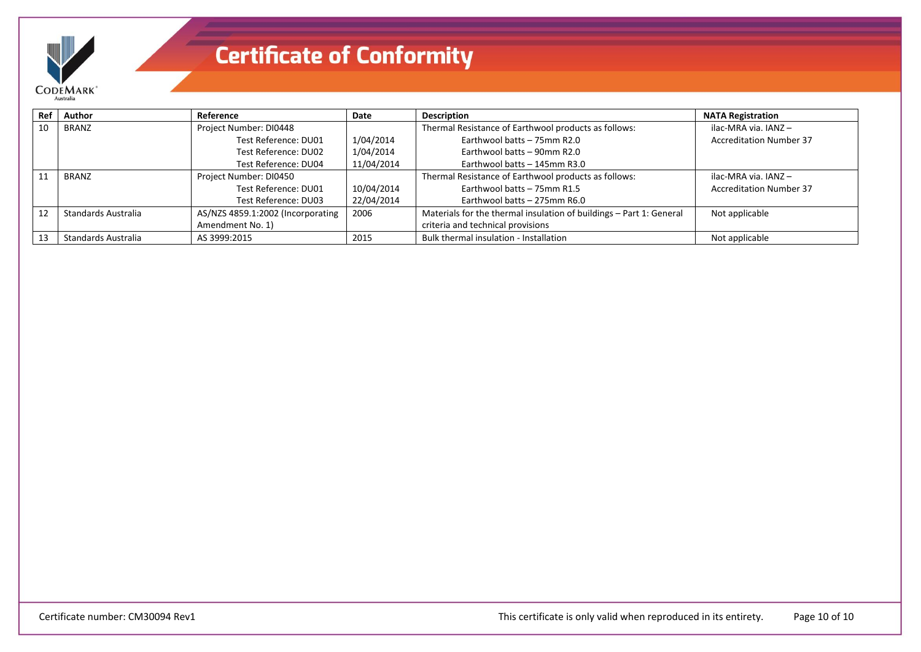# Certificate of Conformity

| Ref | Author | Reference | Date | Description | NATA Registration |
|---|---|---|---|---|---|
| 10 | BRANZ | Project Number: DI0448<br>Test Reference: DU01<br>Test Reference: DU02<br>Test Reference: DU04 | <br>1/04/2014<br>1/04/2014<br>11/04/2014 | Thermal Resistance of Earthwool products as follows:<br>Earthwool batts – 75mm R2.0<br>Earthwool batts – 90mm R2.0<br>Earthwool batts – 145mm R3.0 | ilac-MRA via. IANZ – Accreditation Number 37 |
| 11 | BRANZ | Project Number: DI0450<br>Test Reference: DU01<br>Test Reference: DU03 | <br>10/04/2014<br>22/04/2014 | Thermal Resistance of Earthwool products as follows:<br>Earthwool batts – 75mm R1.5<br>Earthwool batts – 275mm R6.0 | ilac-MRA via. IANZ – Accreditation Number 37 |
| 12 | Standards Australia | AS/NZS 4859.1:2002 (Incorporating Amendment No. 1) | 2006 | Materials for the thermal insulation of buildings – Part 1: General criteria and technical provisions | Not applicable |
| 13 | Standards Australia | AS 3999:2015 | 2015 | Bulk thermal insulation - Installation | Not applicable |

Certificate number: CM30094 Rev1

This certificate is only valid when reproduced in its entirety.